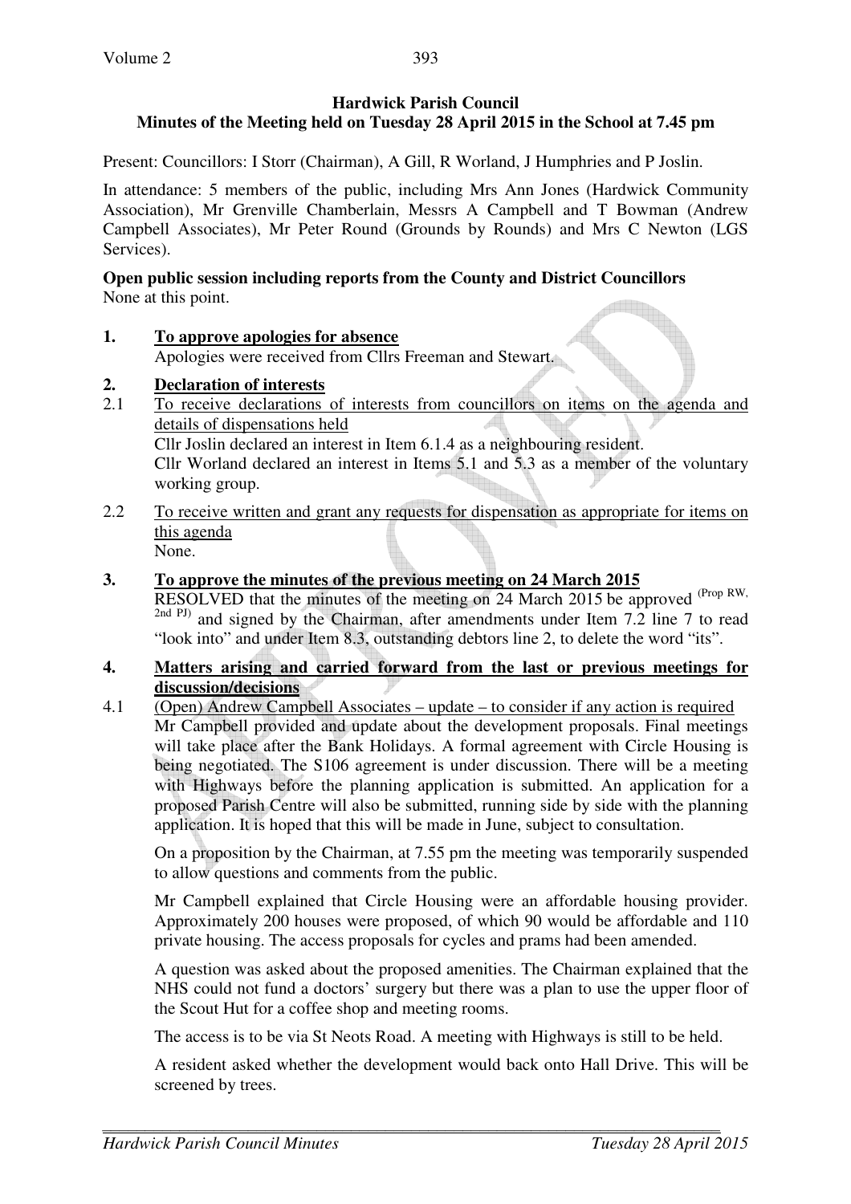**Hardwick Parish Council**
**Minutes of the Meeting held on Tuesday 28 April 2015 in the School at 7.45 pm**

Present: Councillors: I Storr (Chairman), A Gill, R Worland, J Humphries and P Joslin.

In attendance: 5 members of the public, including Mrs Ann Jones (Hardwick Community Association), Mr Grenville Chamberlain, Messrs A Campbell and T Bowman (Andrew Campbell Associates), Mr Peter Round (Grounds by Rounds) and Mrs C Newton (LGS Services).

**Open public session including reports from the County and District Councillors**
None at this point.

**1. To approve apologies for absence**

Apologies were received from Cllrs Freeman and Stewart.

**2. Declaration of interests**

2.1 To receive declarations of interests from councillors on items on the agenda and details of dispensations held

Cllr Joslin declared an interest in Item 6.1.4 as a neighbouring resident.
Cllr Worland declared an interest in Items 5.1 and 5.3 as a member of the voluntary working group.

2.2 To receive written and grant any requests for dispensation as appropriate for items on this agenda

None.

**3. To approve the minutes of the previous meeting on 24 March 2015**

RESOLVED that the minutes of the meeting on 24 March 2015 be approved (Prop RW, 2nd PJ) and signed by the Chairman, after amendments under Item 7.2 line 7 to read "look into" and under Item 8.3, outstanding debtors line 2, to delete the word "its".

**4. Matters arising and carried forward from the last or previous meetings for discussion/decisions**

4.1 (Open) Andrew Campbell Associates – update – to consider if any action is required

Mr Campbell provided and update about the development proposals. Final meetings will take place after the Bank Holidays. A formal agreement with Circle Housing is being negotiated. The S106 agreement is under discussion. There will be a meeting with Highways before the planning application is submitted. An application for a proposed Parish Centre will also be submitted, running side by side with the planning application. It is hoped that this will be made in June, subject to consultation.

On a proposition by the Chairman, at 7.55 pm the meeting was temporarily suspended to allow questions and comments from the public.

Mr Campbell explained that Circle Housing were an affordable housing provider. Approximately 200 houses were proposed, of which 90 would be affordable and 110 private housing. The access proposals for cycles and prams had been amended.

A question was asked about the proposed amenities. The Chairman explained that the NHS could not fund a doctors' surgery but there was a plan to use the upper floor of the Scout Hut for a coffee shop and meeting rooms.

The access is to be via St Neots Road. A meeting with Highways is still to be held.

A resident asked whether the development would back onto Hall Drive. This will be screened by trees.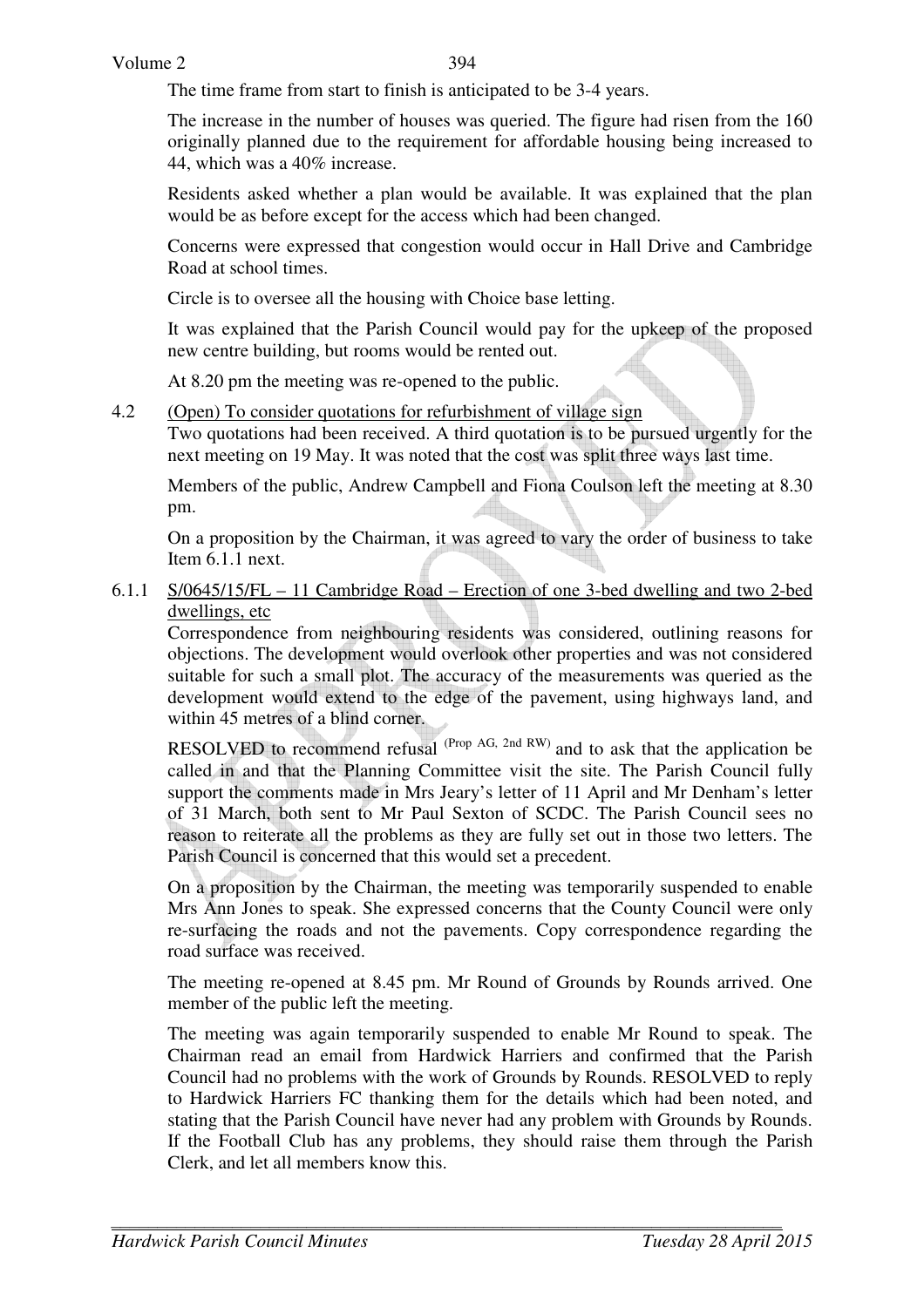The time frame from start to finish is anticipated to be 3-4 years.

The increase in the number of houses was queried. The figure had risen from the 160 originally planned due to the requirement for affordable housing being increased to 44, which was a 40% increase.

Residents asked whether a plan would be available. It was explained that the plan would be as before except for the access which had been changed.

Concerns were expressed that congestion would occur in Hall Drive and Cambridge Road at school times.

Circle is to oversee all the housing with Choice base letting.

It was explained that the Parish Council would pay for the upkeep of the proposed new centre building, but rooms would be rented out.

At 8.20 pm the meeting was re-opened to the public.

4.2 (Open) To consider quotations for refurbishment of village sign

Two quotations had been received. A third quotation is to be pursued urgently for the next meeting on 19 May. It was noted that the cost was split three ways last time.

Members of the public, Andrew Campbell and Fiona Coulson left the meeting at 8.30 pm.

On a proposition by the Chairman, it was agreed to vary the order of business to take Item 6.1.1 next.

6.1.1 S/0645/15/FL – 11 Cambridge Road – Erection of one 3-bed dwelling and two 2-bed dwellings, etc

Correspondence from neighbouring residents was considered, outlining reasons for objections. The development would overlook other properties and was not considered suitable for such a small plot. The accuracy of the measurements was queried as the development would extend to the edge of the pavement, using highways land, and within 45 metres of a blind corner.

RESOLVED to recommend refusal (Prop AG, 2nd RW) and to ask that the application be called in and that the Planning Committee visit the site. The Parish Council fully support the comments made in Mrs Jeary's letter of 11 April and Mr Denham's letter of 31 March, both sent to Mr Paul Sexton of SCDC. The Parish Council sees no reason to reiterate all the problems as they are fully set out in those two letters. The Parish Council is concerned that this would set a precedent.

On a proposition by the Chairman, the meeting was temporarily suspended to enable Mrs Ann Jones to speak. She expressed concerns that the County Council were only re-surfacing the roads and not the pavements. Copy correspondence regarding the road surface was received.

The meeting re-opened at 8.45 pm. Mr Round of Grounds by Rounds arrived. One member of the public left the meeting.

The meeting was again temporarily suspended to enable Mr Round to speak. The Chairman read an email from Hardwick Harriers and confirmed that the Parish Council had no problems with the work of Grounds by Rounds. RESOLVED to reply to Hardwick Harriers FC thanking them for the details which had been noted, and stating that the Parish Council have never had any problem with Grounds by Rounds. If the Football Club has any problems, they should raise them through the Parish Clerk, and let all members know this.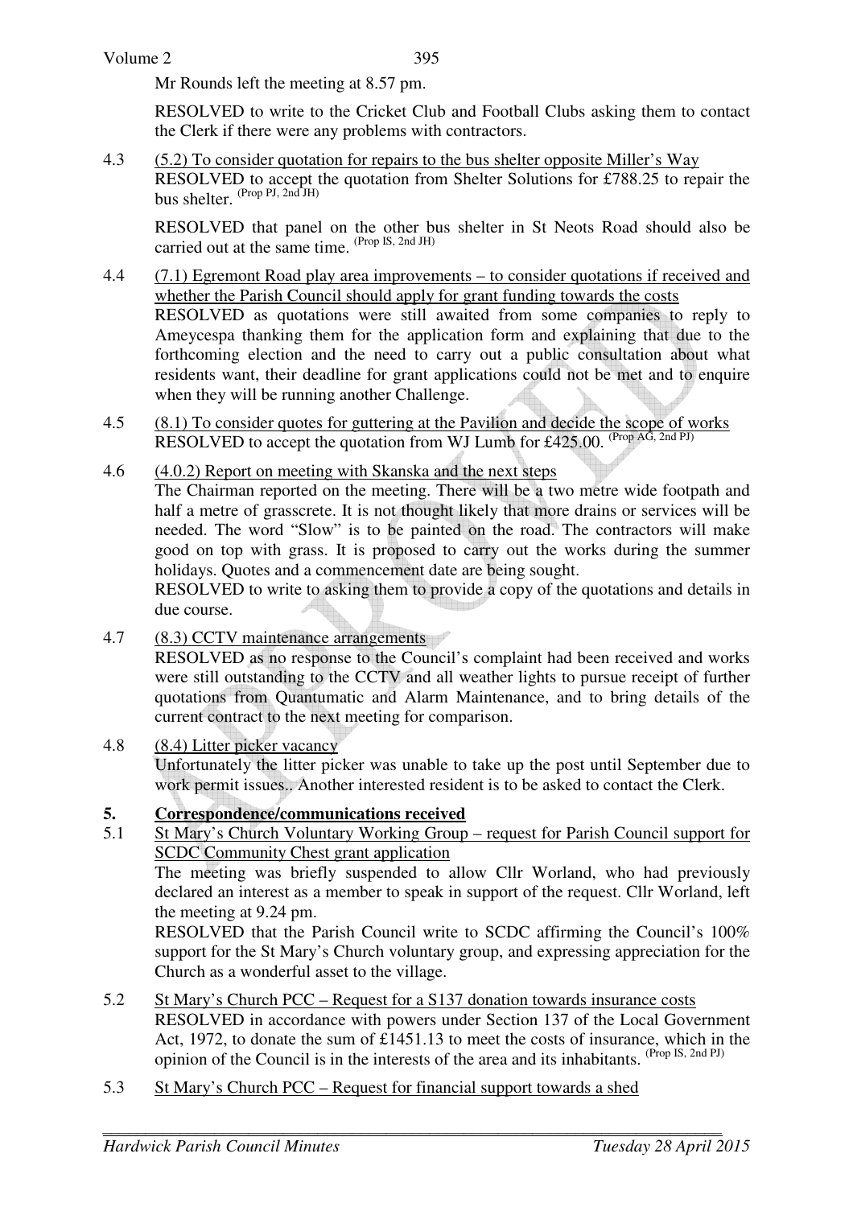Mr Rounds left the meeting at 8.57 pm.

RESOLVED to write to the Cricket Club and Football Clubs asking them to contact the Clerk if there were any problems with contractors.

4.3 (5.2) To consider quotation for repairs to the bus shelter opposite Miller's Way
RESOLVED to accept the quotation from Shelter Solutions for £788.25 to repair the bus shelter. (Prop PJ, 2nd JH)

RESOLVED that panel on the other bus shelter in St Neots Road should also be carried out at the same time. (Prop IS, 2nd JH)

4.4 (7.1) Egremont Road play area improvements – to consider quotations if received and whether the Parish Council should apply for grant funding towards the costs
RESOLVED as quotations were still awaited from some companies to reply to Ameycespa thanking them for the application form and explaining that due to the forthcoming election and the need to carry out a public consultation about what residents want, their deadline for grant applications could not be met and to enquire when they will be running another Challenge.

4.5 (8.1) To consider quotes for guttering at the Pavilion and decide the scope of works
RESOLVED to accept the quotation from WJ Lumb for £425.00. (Prop AG, 2nd PJ)

4.6 (4.0.2) Report on meeting with Skanska and the next steps
The Chairman reported on the meeting. There will be a two metre wide footpath and half a metre of grasscrete. It is not thought likely that more drains or services will be needed. The word "Slow" is to be painted on the road. The contractors will make good on top with grass. It is proposed to carry out the works during the summer holidays. Quotes and a commencement date are being sought.
RESOLVED to write to asking them to provide a copy of the quotations and details in due course.

4.7 (8.3) CCTV maintenance arrangements
RESOLVED as no response to the Council's complaint had been received and works were still outstanding to the CCTV and all weather lights to pursue receipt of further quotations from Quantumatic and Alarm Maintenance, and to bring details of the current contract to the next meeting for comparison.

4.8 (8.4) Litter picker vacancy
Unfortunately the litter picker was unable to take up the post until September due to work permit issues.. Another interested resident is to be asked to contact the Clerk.

## 5. Correspondence/communications received

5.1 St Mary's Church Voluntary Working Group – request for Parish Council support for SCDC Community Chest grant application
The meeting was briefly suspended to allow Cllr Worland, who had previously declared an interest as a member to speak in support of the request. Cllr Worland, left the meeting at 9.24 pm.
RESOLVED that the Parish Council write to SCDC affirming the Council's 100% support for the St Mary's Church voluntary group, and expressing appreciation for the Church as a wonderful asset to the village.

5.2 St Mary's Church PCC – Request for a S137 donation towards insurance costs
RESOLVED in accordance with powers under Section 137 of the Local Government Act, 1972, to donate the sum of £1451.13 to meet the costs of insurance, which in the opinion of the Council is in the interests of the area and its inhabitants. (Prop IS, 2nd PJ)

5.3 St Mary's Church PCC – Request for financial support towards a shed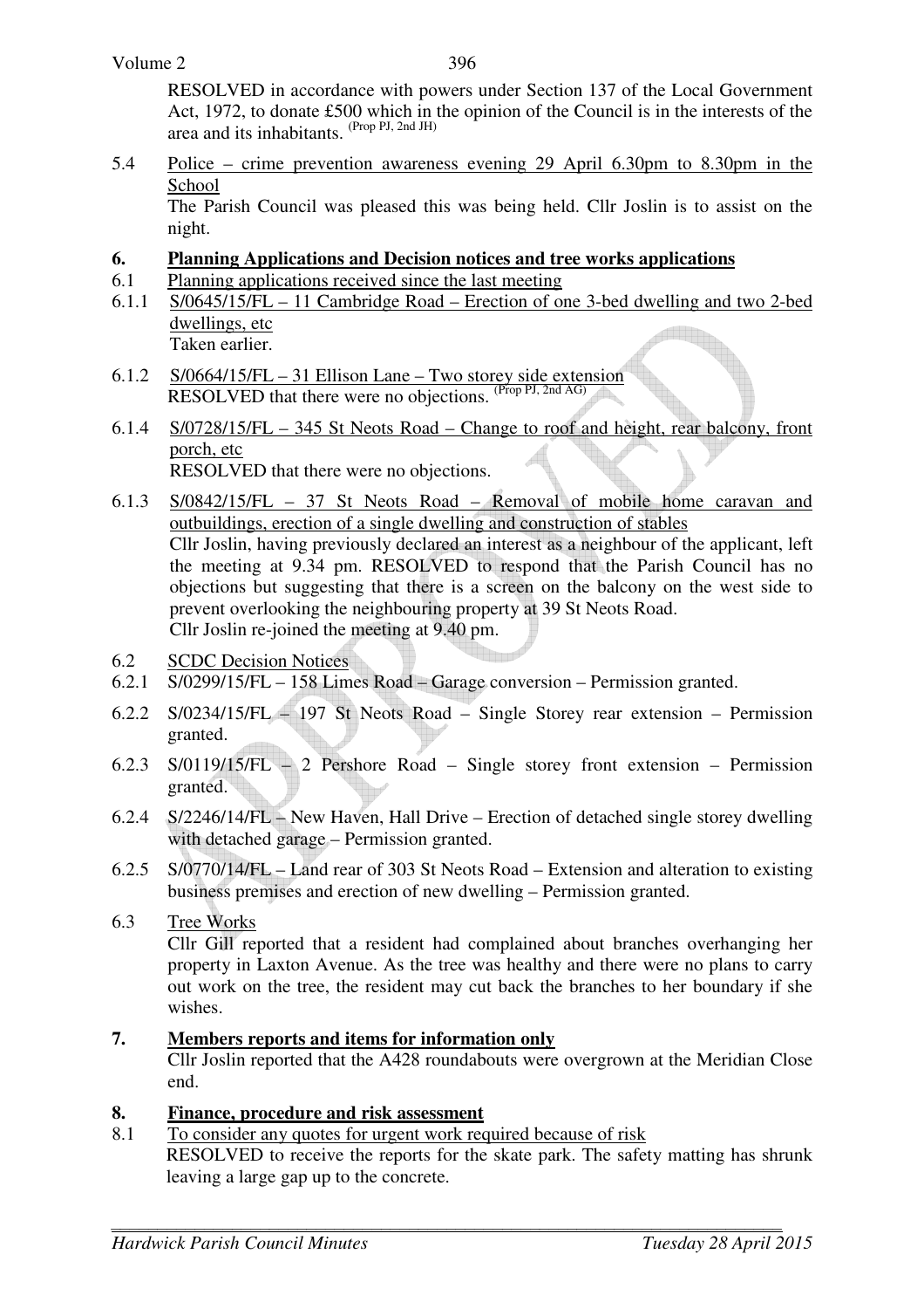RESOLVED in accordance with powers under Section 137 of the Local Government Act, 1972, to donate £500 which in the opinion of the Council is in the interests of the area and its inhabitants. (Prop PJ, 2nd JH)

5.4 Police – crime prevention awareness evening 29 April 6.30pm to 8.30pm in the School

The Parish Council was pleased this was being held. Cllr Joslin is to assist on the night.

## 6. Planning Applications and Decision notices and tree works applications

6.1 Planning applications received since the last meeting

6.1.1 S/0645/15/FL – 11 Cambridge Road – Erection of one 3-bed dwelling and two 2-bed dwellings, etc

Taken earlier.

6.1.2 S/0664/15/FL – 31 Ellison Lane – Two storey side extension

RESOLVED that there were no objections. (Prop PJ, 2nd AG)

6.1.4 S/0728/15/FL – 345 St Neots Road – Change to roof and height, rear balcony, front porch, etc

RESOLVED that there were no objections.

6.1.3 S/0842/15/FL – 37 St Neots Road – Removal of mobile home caravan and outbuildings, erection of a single dwelling and construction of stables

Cllr Joslin, having previously declared an interest as a neighbour of the applicant, left the meeting at 9.34 pm. RESOLVED to respond that the Parish Council has no objections but suggesting that there is a screen on the balcony on the west side to prevent overlooking the neighbouring property at 39 St Neots Road.

Cllr Joslin re-joined the meeting at 9.40 pm.

6.2 SCDC Decision Notices

6.2.1 S/0299/15/FL – 158 Limes Road – Garage conversion – Permission granted.

6.2.2 S/0234/15/FL – 197 St Neots Road – Single Storey rear extension – Permission granted.

6.2.3 S/0119/15/FL – 2 Pershore Road – Single storey front extension – Permission granted.

6.2.4 S/2246/14/FL – New Haven, Hall Drive – Erection of detached single storey dwelling with detached garage – Permission granted.

6.2.5 S/0770/14/FL – Land rear of 303 St Neots Road – Extension and alteration to existing business premises and erection of new dwelling – Permission granted.

6.3 Tree Works

Cllr Gill reported that a resident had complained about branches overhanging her property in Laxton Avenue. As the tree was healthy and there were no plans to carry out work on the tree, the resident may cut back the branches to her boundary if she wishes.

## 7. Members reports and items for information only

Cllr Joslin reported that the A428 roundabouts were overgrown at the Meridian Close end.

## 8. Finance, procedure and risk assessment

8.1 To consider any quotes for urgent work required because of risk

RESOLVED to receive the reports for the skate park. The safety matting has shrunk leaving a large gap up to the concrete.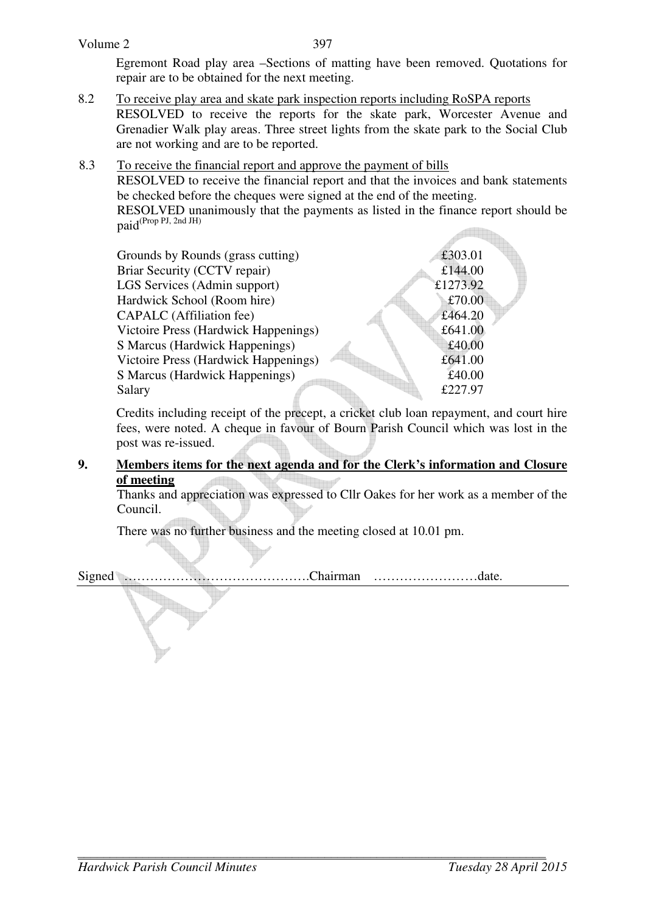Egremont Road play area –Sections of matting have been removed. Quotations for repair are to be obtained for the next meeting.

8.2 To receive play area and skate park inspection reports including RoSPA reports

RESOLVED to receive the reports for the skate park, Worcester Avenue and Grenadier Walk play areas. Three street lights from the skate park to the Social Club are not working and are to be reported.

8.3 To receive the financial report and approve the payment of bills

RESOLVED to receive the financial report and that the invoices and bank statements be checked before the cheques were signed at the end of the meeting.

RESOLVED unanimously that the payments as listed in the finance report should be paid(Prop PJ, 2nd JH)

| | |
|---|---|
| Grounds by Rounds (grass cutting) | £303.01 |
| Briar Security (CCTV repair) | £144.00 |
| LGS Services (Admin support) | £1273.92 |
| Hardwick School (Room hire) | £70.00 |
| CAPALC (Affiliation fee) | £464.20 |
| Victoire Press (Hardwick Happenings) | £641.00 |
| S Marcus (Hardwick Happenings) | £40.00 |
| Victoire Press (Hardwick Happenings) | £641.00 |
| S Marcus (Hardwick Happenings) | £40.00 |
| Salary | £227.97 |

Credits including receipt of the precept, a cricket club loan repayment, and court hire fees, were noted. A cheque in favour of Bourn Parish Council which was lost in the post was re-issued.

## 9. Members items for the next agenda and for the Clerk's information and Closure of meeting

Thanks and appreciation was expressed to Cllr Oakes for her work as a member of the Council.

There was no further business and the meeting closed at 10.01 pm.

Signed …………………………………….Chairman ……………………date.